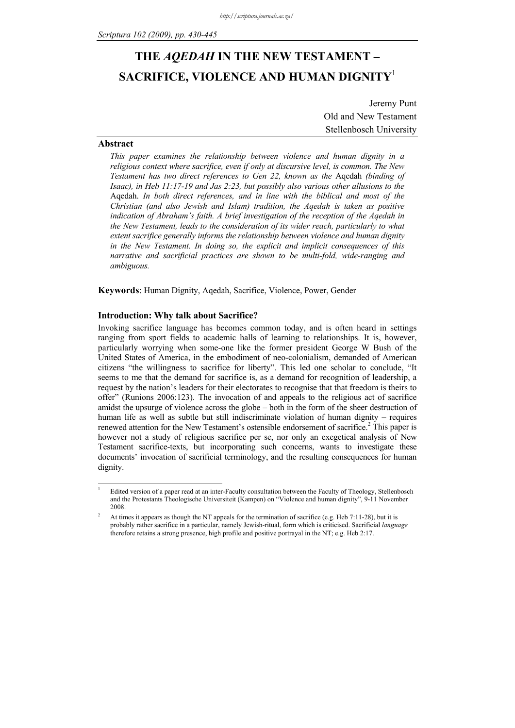# THE *AQEDAH* IN THE NEW TESTAMENT – SACRIFICE, VIOLENCE AND HUMAN DIGNITY[1]

Jeremy Punt
Old and New Testament
Stellenbosch University

## Abstract

*This paper examines the relationship between violence and human dignity in a religious context where sacrifice, even if only at discursive level, is common. The New Testament has two direct references to Gen 22, known as the* Aqedah *(binding of Isaac), in Heb 11:17-19 and Jas 2:23, but possibly also various other allusions to the* Aqedah. *In both direct references, and in line with the biblical and most of the Christian (and also Jewish and Islam) tradition, the Aqedah is taken as positive indication of Abraham's faith. A brief investigation of the reception of the Aqedah in the New Testament, leads to the consideration of its wider reach, particularly to what extent sacrifice generally informs the relationship between violence and human dignity in the New Testament. In doing so, the explicit and implicit consequences of this narrative and sacrificial practices are shown to be multi-fold, wide-ranging and ambiguous.*

**Keywords**: Human Dignity, Aqedah, Sacrifice, Violence, Power, Gender

### Introduction: Why talk about Sacrifice?

Invoking sacrifice language has becomes common today, and is often heard in settings ranging from sport fields to academic halls of learning to relationships. It is, however, particularly worrying when some-one like the former president George W Bush of the United States of America, in the embodiment of neo-colonialism, demanded of American citizens "the willingness to sacrifice for liberty". This led one scholar to conclude, "It seems to me that the demand for sacrifice is, as a demand for recognition of leadership, a request by the nation's leaders for their electorates to recognise that that freedom is theirs to offer" (Runions 2006:123). The invocation of and appeals to the religious act of sacrifice amidst the upsurge of violence across the globe – both in the form of the sheer destruction of human life as well as subtle but still indiscriminate violation of human dignity – requires renewed attention for the New Testament's ostensible endorsement of sacrifice.[2] This paper is however not a study of religious sacrifice per se, nor only an exegetical analysis of New Testament sacrifice-texts, but incorporating such concerns, wants to investigate these documents' invocation of sacrificial terminology, and the resulting consequences for human dignity.

---

[1] Edited version of a paper read at an inter-Faculty consultation between the Faculty of Theology, Stellenbosch and the Protestants Theologische Universiteit (Kampen) on "Violence and human dignity", 9-11 November 2008.

[2] At times it appears as though the NT appeals for the termination of sacrifice (e.g. Heb 7:11-28), but it is probably rather sacrifice in a particular, namely Jewish-ritual, form which is criticised. Sacrificial *language* therefore retains a strong presence, high profile and positive portrayal in the NT; e.g. Heb 2:17.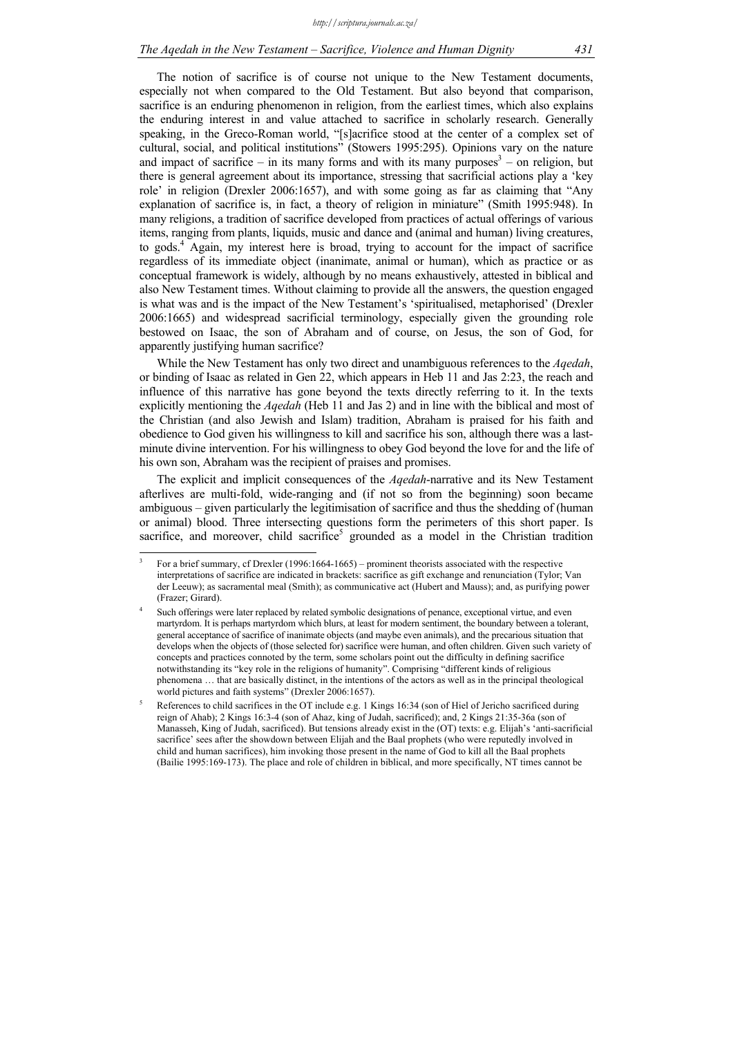The notion of sacrifice is of course not unique to the New Testament documents, especially not when compared to the Old Testament. But also beyond that comparison, sacrifice is an enduring phenomenon in religion, from the earliest times, which also explains the enduring interest in and value attached to sacrifice in scholarly research. Generally speaking, in the Greco-Roman world, "[s]acrifice stood at the center of a complex set of cultural, social, and political institutions" (Stowers 1995:295). Opinions vary on the nature and impact of sacrifice – in its many forms and with its many purposes[3] – on religion, but there is general agreement about its importance, stressing that sacrificial actions play a 'key role' in religion (Drexler 2006:1657), and with some going as far as claiming that "Any explanation of sacrifice is, in fact, a theory of religion in miniature" (Smith 1995:948). In many religions, a tradition of sacrifice developed from practices of actual offerings of various items, ranging from plants, liquids, music and dance and (animal and human) living creatures, to gods.[4] Again, my interest here is broad, trying to account for the impact of sacrifice regardless of its immediate object (inanimate, animal or human), which as practice or as conceptual framework is widely, although by no means exhaustively, attested in biblical and also New Testament times. Without claiming to provide all the answers, the question engaged is what was and is the impact of the New Testament's 'spiritualised, metaphorised' (Drexler 2006:1665) and widespread sacrificial terminology, especially given the grounding role bestowed on Isaac, the son of Abraham and of course, on Jesus, the son of God, for apparently justifying human sacrifice?

While the New Testament has only two direct and unambiguous references to the *Aqedah*, or binding of Isaac as related in Gen 22, which appears in Heb 11 and Jas 2:23, the reach and influence of this narrative has gone beyond the texts directly referring to it. In the texts explicitly mentioning the *Aqedah* (Heb 11 and Jas 2) and in line with the biblical and most of the Christian (and also Jewish and Islam) tradition, Abraham is praised for his faith and obedience to God given his willingness to kill and sacrifice his son, although there was a last-minute divine intervention. For his willingness to obey God beyond the love for and the life of his own son, Abraham was the recipient of praises and promises.

The explicit and implicit consequences of the *Aqedah*-narrative and its New Testament afterlives are multi-fold, wide-ranging and (if not so from the beginning) soon became ambiguous – given particularly the legitimisation of sacrifice and thus the shedding of (human or animal) blood. Three intersecting questions form the perimeters of this short paper. Is sacrifice, and moreover, child sacrifice[5] grounded as a model in the Christian tradition

---

[3] For a brief summary, cf Drexler (1996:1664-1665) – prominent theorists associated with the respective interpretations of sacrifice are indicated in brackets: sacrifice as gift exchange and renunciation (Tylor; Van der Leeuw); as sacramental meal (Smith); as communicative act (Hubert and Mauss); and, as purifying power (Frazer; Girard).

[4] Such offerings were later replaced by related symbolic designations of penance, exceptional virtue, and even martyrdom. It is perhaps martyrdom which blurs, at least for modern sentiment, the boundary between a tolerant, general acceptance of sacrifice of inanimate objects (and maybe even animals), and the precarious situation that develops when the objects of (those selected for) sacrifice were human, and often children. Given such variety of concepts and practices connoted by the term, some scholars point out the difficulty in defining sacrifice notwithstanding its "key role in the religions of humanity". Comprising "different kinds of religious phenomena … that are basically distinct, in the intentions of the actors as well as in the principal theological world pictures and faith systems" (Drexler 2006:1657).

[5] References to child sacrifices in the OT include e.g. 1 Kings 16:34 (son of Hiel of Jericho sacrificed during reign of Ahab); 2 Kings 16:3-4 (son of Ahaz, king of Judah, sacrificed); and, 2 Kings 21:35-36a (son of Manasseh, King of Judah, sacrificed). But tensions already exist in the (OT) texts: e.g. Elijah's 'anti-sacrificial sacrifice' sees after the showdown between Elijah and the Baal prophets (who were reputedly involved in child and human sacrifices), him invoking those present in the name of God to kill all the Baal prophets (Bailie 1995:169-173). The place and role of children in biblical, and more specifically, NT times cannot be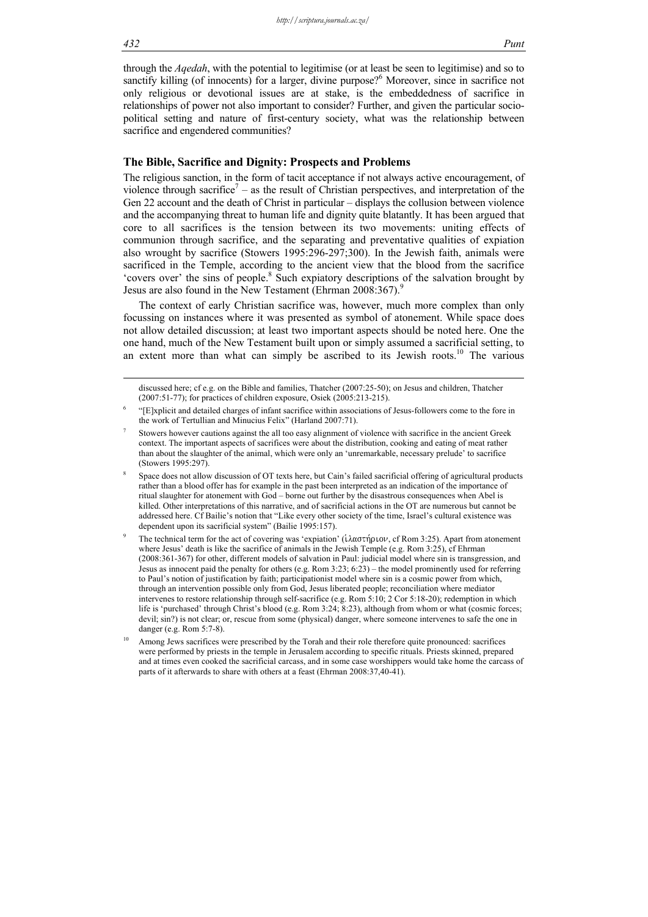through the *Aqedah*, with the potential to legitimise (or at least be seen to legitimise) and so to sanctify killing (of innocents) for a larger, divine purpose?[6] Moreover, since in sacrifice not only religious or devotional issues are at stake, is the embeddedness of sacrifice in relationships of power not also important to consider? Further, and given the particular socio-political setting and nature of first-century society, what was the relationship between sacrifice and engendered communities?

## The Bible, Sacrifice and Dignity: Prospects and Problems

The religious sanction, in the form of tacit acceptance if not always active encouragement, of violence through sacrifice[7] – as the result of Christian perspectives, and interpretation of the Gen 22 account and the death of Christ in particular – displays the collusion between violence and the accompanying threat to human life and dignity quite blatantly. It has been argued that core to all sacrifices is the tension between its two movements: uniting effects of communion through sacrifice, and the separating and preventative qualities of expiation also wrought by sacrifice (Stowers 1995:296-297;300). In the Jewish faith, animals were sacrificed in the Temple, according to the ancient view that the blood from the sacrifice 'covers over' the sins of people.[8] Such expiatory descriptions of the salvation brought by Jesus are also found in the New Testament (Ehrman 2008:367).[9]

The context of early Christian sacrifice was, however, much more complex than only focussing on instances where it was presented as symbol of atonement. While space does not allow detailed discussion; at least two important aspects should be noted here. One the one hand, much of the New Testament built upon or simply assumed a sacrificial setting, to an extent more than what can simply be ascribed to its Jewish roots.[10] The various

---

discussed here; cf e.g. on the Bible and families, Thatcher (2007:25-50); on Jesus and children, Thatcher (2007:51-77); for practices of children exposure, Osiek (2005:213-215).

[6] "[E]xplicit and detailed charges of infant sacrifice within associations of Jesus-followers come to the fore in the work of Tertullian and Minucius Felix" (Harland 2007:71).

[7] Stowers however cautions against the all too easy alignment of violence with sacrifice in the ancient Greek context. The important aspects of sacrifices were about the distribution, cooking and eating of meat rather than about the slaughter of the animal, which were only an 'unremarkable, necessary prelude' to sacrifice (Stowers 1995:297).

[8] Space does not allow discussion of OT texts here, but Cain's failed sacrificial offering of agricultural products rather than a blood offer has for example in the past been interpreted as an indication of the importance of ritual slaughter for atonement with God – borne out further by the disastrous consequences when Abel is killed. Other interpretations of this narrative, and of sacrificial actions in the OT are numerous but cannot be addressed here. Cf Bailie's notion that "Like every other society of the time, Israel's cultural existence was dependent upon its sacrificial system" (Bailie 1995:157).

[9] The technical term for the act of covering was 'expiation' (ἱλαστήριον, cf Rom 3:25). Apart from atonement where Jesus' death is like the sacrifice of animals in the Jewish Temple (e.g. Rom 3:25), cf Ehrman (2008:361-367) for other, different models of salvation in Paul: judicial model where sin is transgression, and Jesus as innocent paid the penalty for others (e.g. Rom 3:23; 6:23) – the model prominently used for referring to Paul's notion of justification by faith; participationist model where sin is a cosmic power from which, through an intervention possible only from God, Jesus liberated people; reconciliation where mediator intervenes to restore relationship through self-sacrifice (e.g. Rom 5:10; 2 Cor 5:18-20); redemption in which life is 'purchased' through Christ's blood (e.g. Rom 3:24; 8:23), although from whom or what (cosmic forces; devil; sin?) is not clear; or, rescue from some (physical) danger, where someone intervenes to safe the one in danger (e.g. Rom 5:7-8).

[10] Among Jews sacrifices were prescribed by the Torah and their role therefore quite pronounced: sacrifices were performed by priests in the temple in Jerusalem according to specific rituals. Priests skinned, prepared and at times even cooked the sacrificial carcass, and in some case worshippers would take home the carcass of parts of it afterwards to share with others at a feast (Ehrman 2008:37,40-41).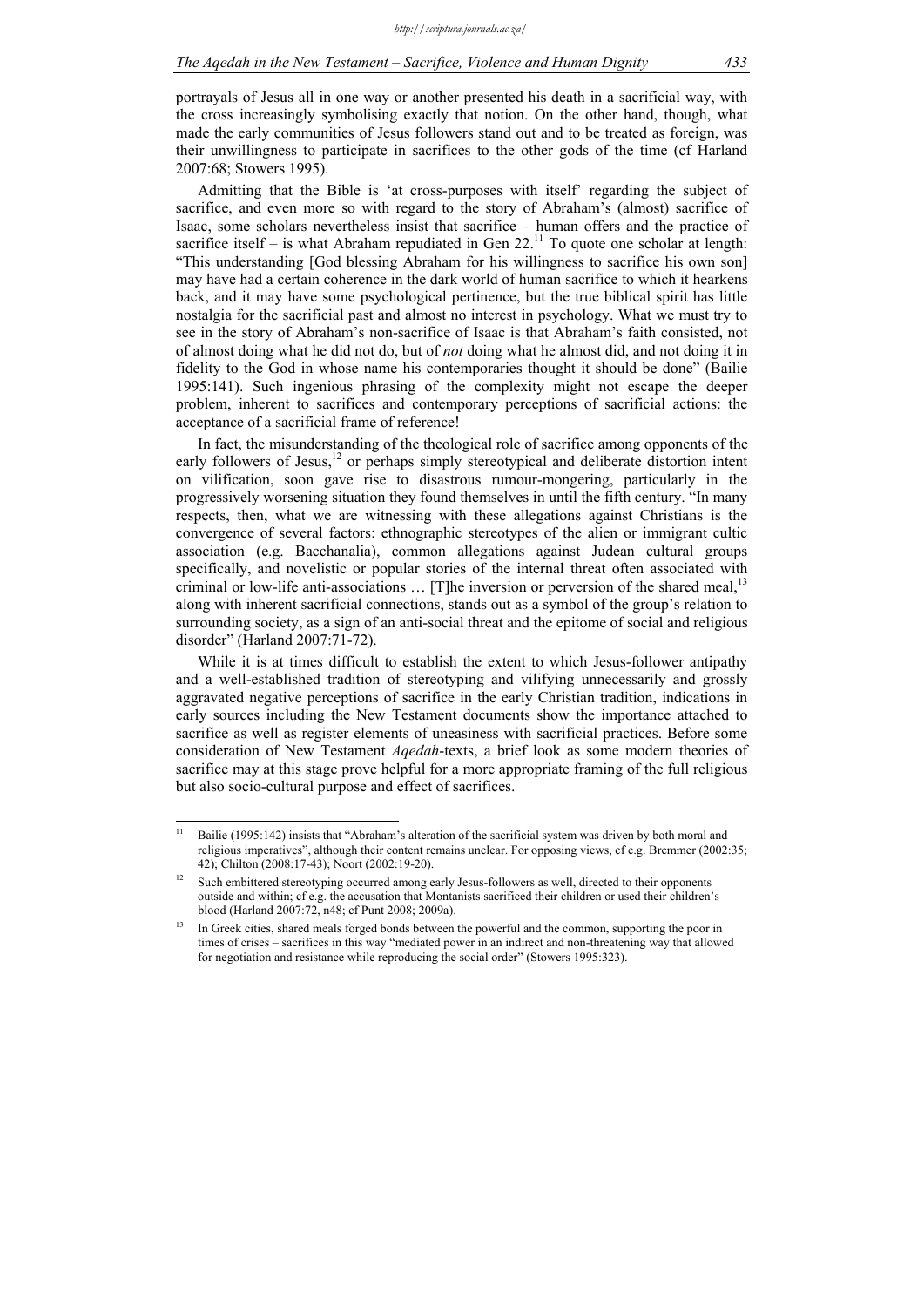portrayals of Jesus all in one way or another presented his death in a sacrificial way, with the cross increasingly symbolising exactly that notion. On the other hand, though, what made the early communities of Jesus followers stand out and to be treated as foreign, was their unwillingness to participate in sacrifices to the other gods of the time (cf Harland 2007:68; Stowers 1995).

Admitting that the Bible is 'at cross-purposes with itself' regarding the subject of sacrifice, and even more so with regard to the story of Abraham's (almost) sacrifice of Isaac, some scholars nevertheless insist that sacrifice – human offers and the practice of sacrifice itself – is what Abraham repudiated in Gen 22.[11] To quote one scholar at length: "This understanding [God blessing Abraham for his willingness to sacrifice his own son] may have had a certain coherence in the dark world of human sacrifice to which it hearkens back, and it may have some psychological pertinence, but the true biblical spirit has little nostalgia for the sacrificial past and almost no interest in psychology. What we must try to see in the story of Abraham's non-sacrifice of Isaac is that Abraham's faith consisted, not of almost doing what he did not do, but of *not* doing what he almost did, and not doing it in fidelity to the God in whose name his contemporaries thought it should be done" (Bailie 1995:141). Such ingenious phrasing of the complexity might not escape the deeper problem, inherent to sacrifices and contemporary perceptions of sacrificial actions: the acceptance of a sacrificial frame of reference!

In fact, the misunderstanding of the theological role of sacrifice among opponents of the early followers of Jesus,[12] or perhaps simply stereotypical and deliberate distortion intent on vilification, soon gave rise to disastrous rumour-mongering, particularly in the progressively worsening situation they found themselves in until the fifth century. "In many respects, then, what we are witnessing with these allegations against Christians is the convergence of several factors: ethnographic stereotypes of the alien or immigrant cultic association (e.g. Bacchanalia), common allegations against Judean cultural groups specifically, and novelistic or popular stories of the internal threat often associated with criminal or low-life anti-associations … [T]he inversion or perversion of the shared meal,[13] along with inherent sacrificial connections, stands out as a symbol of the group's relation to surrounding society, as a sign of an anti-social threat and the epitome of social and religious disorder" (Harland 2007:71-72).

While it is at times difficult to establish the extent to which Jesus-follower antipathy and a well-established tradition of stereotyping and vilifying unnecessarily and grossly aggravated negative perceptions of sacrifice in the early Christian tradition, indications in early sources including the New Testament documents show the importance attached to sacrifice as well as register elements of uneasiness with sacrificial practices. Before some consideration of New Testament *Aqedah*-texts, a brief look as some modern theories of sacrifice may at this stage prove helpful for a more appropriate framing of the full religious but also socio-cultural purpose and effect of sacrifices.

---

[11] Bailie (1995:142) insists that "Abraham's alteration of the sacrificial system was driven by both moral and religious imperatives", although their content remains unclear. For opposing views, cf e.g. Bremmer (2002:35; 42); Chilton (2008:17-43); Noort (2002:19-20).

[12] Such embittered stereotyping occurred among early Jesus-followers as well, directed to their opponents outside and within; cf e.g. the accusation that Montanists sacrificed their children or used their children's blood (Harland 2007:72, n48; cf Punt 2008; 2009a).

[13] In Greek cities, shared meals forged bonds between the powerful and the common, supporting the poor in times of crises – sacrifices in this way "mediated power in an indirect and non-threatening way that allowed for negotiation and resistance while reproducing the social order" (Stowers 1995:323).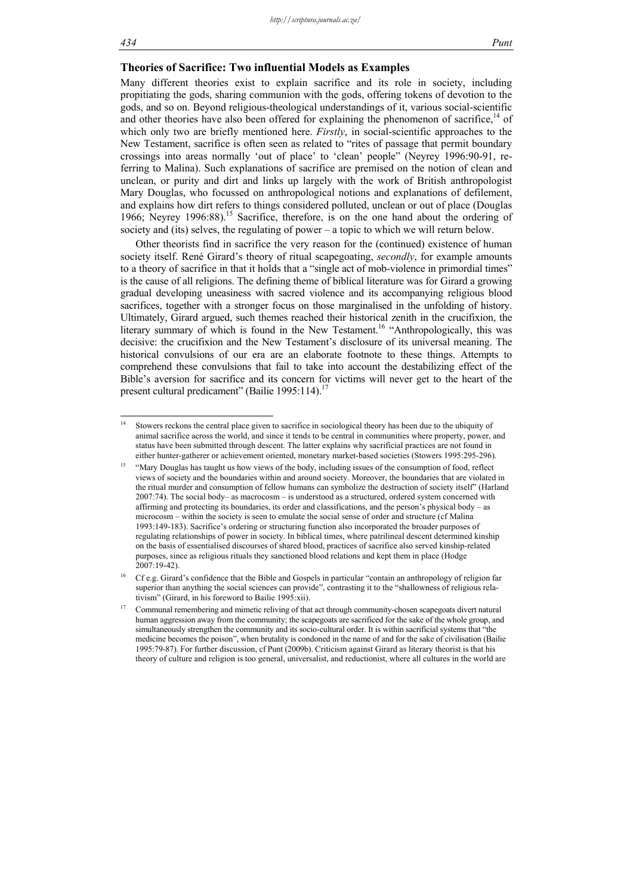## Theories of Sacrifice: Two influential Models as Examples

Many different theories exist to explain sacrifice and its role in society, including propitiating the gods, sharing communion with the gods, offering tokens of devotion to the gods, and so on. Beyond religious-theological understandings of it, various social-scientific and other theories have also been offered for explaining the phenomenon of sacrifice,[14] of which only two are briefly mentioned here. *Firstly*, in social-scientific approaches to the New Testament, sacrifice is often seen as related to "rites of passage that permit boundary crossings into areas normally 'out of place' to 'clean' people" (Neyrey 1996:90-91, referring to Malina). Such explanations of sacrifice are premised on the notion of clean and unclean, or purity and dirt and links up largely with the work of British anthropologist Mary Douglas, who focussed on anthropological notions and explanations of defilement, and explains how dirt refers to things considered polluted, unclean or out of place (Douglas 1966; Neyrey 1996:88).[15] Sacrifice, therefore, is on the one hand about the ordering of society and (its) selves, the regulating of power – a topic to which we will return below.

Other theorists find in sacrifice the very reason for the (continued) existence of human society itself. René Girard's theory of ritual scapegoating, *secondly*, for example amounts to a theory of sacrifice in that it holds that a "single act of mob-violence in primordial times" is the cause of all religions. The defining theme of biblical literature was for Girard a growing gradual developing uneasiness with sacred violence and its accompanying religious blood sacrifices, together with a stronger focus on those marginalised in the unfolding of history. Ultimately, Girard argued, such themes reached their historical zenith in the crucifixion, the literary summary of which is found in the New Testament.[16] "Anthropologically, this was decisive: the crucifixion and the New Testament's disclosure of its universal meaning. The historical convulsions of our era are an elaborate footnote to these things. Attempts to comprehend these convulsions that fail to take into account the destabilizing effect of the Bible's aversion for sacrifice and its concern for victims will never get to the heart of the present cultural predicament" (Bailie 1995:114).[17]

---

[14] Stowers reckons the central place given to sacrifice in sociological theory has been due to the ubiquity of animal sacrifice across the world, and since it tends to be central in communities where property, power, and status have been submitted through descent. The latter explains why sacrificial practices are not found in either hunter-gatherer or achievement oriented, monetary market-based societies (Stowers 1995:295-296).

[15] "Mary Douglas has taught us how views of the body, including issues of the consumption of food, reflect views of society and the boundaries within and around society. Moreover, the boundaries that are violated in the ritual murder and consumption of fellow humans can symbolize the destruction of society itself" (Harland 2007:74). The social body– as macrocosm – is understood as a structured, ordered system concerned with affirming and protecting its boundaries, its order and classifications, and the person's physical body – as microcosm – within the society is seen to emulate the social sense of order and structure (cf Malina 1993:149-183). Sacrifice's ordering or structuring function also incorporated the broader purposes of regulating relationships of power in society. In biblical times, where patrilineal descent determined kinship on the basis of essentialised discourses of shared blood, practices of sacrifice also served kinship-related purposes, since as religious rituals they sanctioned blood relations and kept them in place (Hodge 2007:19-42).

[16] Cf e.g. Girard's confidence that the Bible and Gospels in particular "contain an anthropology of religion far superior than anything the social sciences can provide", contrasting it to the "shallowness of religious relativism" (Girard, in his foreword to Bailie 1995:xii).

[17] Communal remembering and mimetic reliving of that act through community-chosen scapegoats divert natural human aggression away from the community; the scapegoats are sacrificed for the sake of the whole group, and simultaneously strengthen the community and its socio-cultural order. It is within sacrificial systems that "the medicine becomes the poison", when brutality is condoned in the name of and for the sake of civilisation (Bailie 1995:79-87). For further discussion, cf Punt (2009b). Criticism against Girard as literary theorist is that his theory of culture and religion is too general, universalist, and reductionist, where all cultures in the world are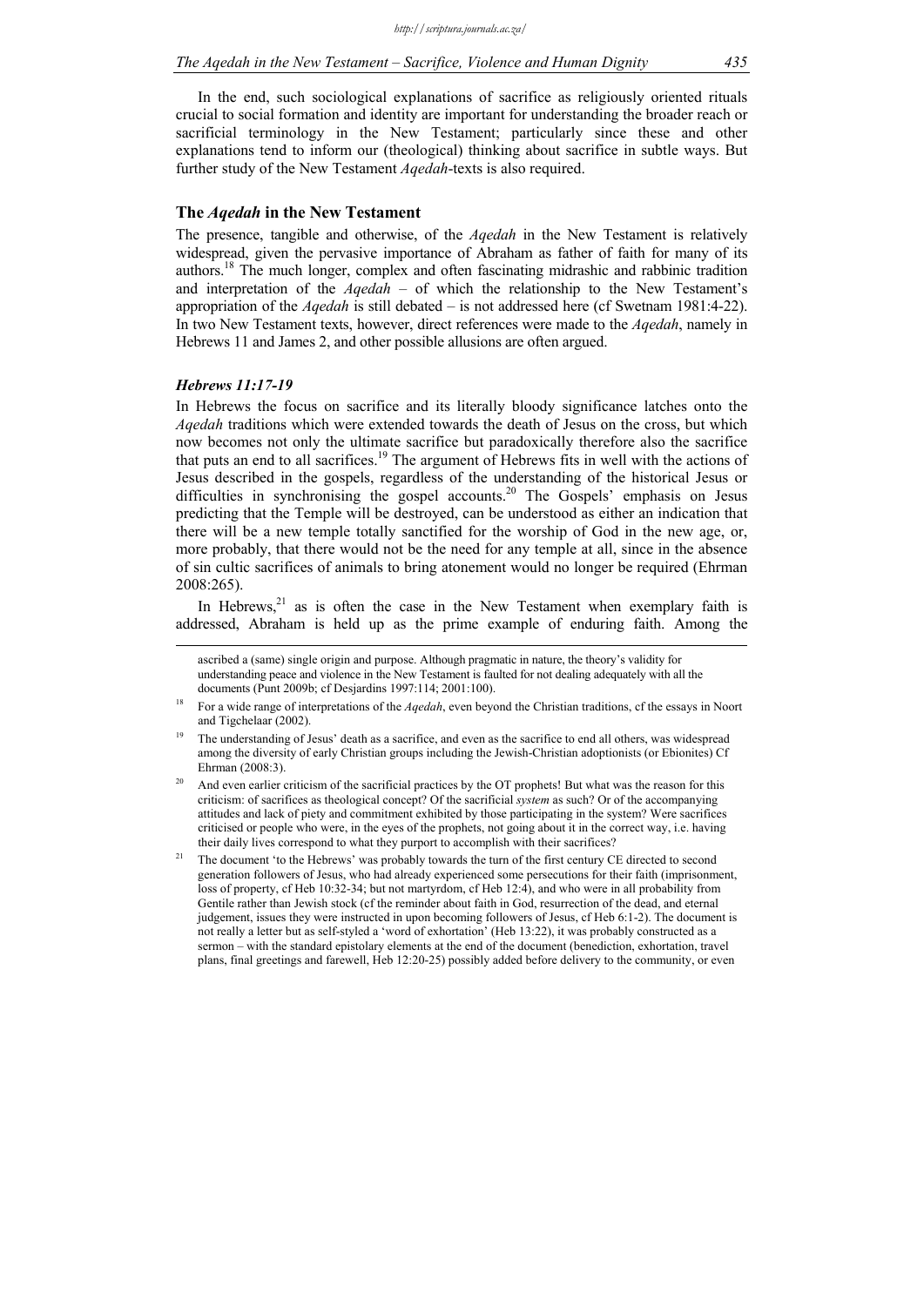In the end, such sociological explanations of sacrifice as religiously oriented rituals crucial to social formation and identity are important for understanding the broader reach or sacrificial terminology in the New Testament; particularly since these and other explanations tend to inform our (theological) thinking about sacrifice in subtle ways. But further study of the New Testament *Aqedah*-texts is also required.

## The *Aqedah* in the New Testament

The presence, tangible and otherwise, of the *Aqedah* in the New Testament is relatively widespread, given the pervasive importance of Abraham as father of faith for many of its authors.[18] The much longer, complex and often fascinating midrashic and rabbinic tradition and interpretation of the *Aqedah* – of which the relationship to the New Testament's appropriation of the *Aqedah* is still debated – is not addressed here (cf Swetnam 1981:4-22). In two New Testament texts, however, direct references were made to the *Aqedah*, namely in Hebrews 11 and James 2, and other possible allusions are often argued.

### *Hebrews 11:17-19*

In Hebrews the focus on sacrifice and its literally bloody significance latches onto the *Aqedah* traditions which were extended towards the death of Jesus on the cross, but which now becomes not only the ultimate sacrifice but paradoxically therefore also the sacrifice that puts an end to all sacrifices.[19] The argument of Hebrews fits in well with the actions of Jesus described in the gospels, regardless of the understanding of the historical Jesus or difficulties in synchronising the gospel accounts.[20] The Gospels' emphasis on Jesus predicting that the Temple will be destroyed, can be understood as either an indication that there will be a new temple totally sanctified for the worship of God in the new age, or, more probably, that there would not be the need for any temple at all, since in the absence of sin cultic sacrifices of animals to bring atonement would no longer be required (Ehrman 2008:265).

In Hebrews,[21] as is often the case in the New Testament when exemplary faith is addressed, Abraham is held up as the prime example of enduring faith. Among the

---

ascribed a (same) single origin and purpose. Although pragmatic in nature, the theory's validity for understanding peace and violence in the New Testament is faulted for not dealing adequately with all the documents (Punt 2009b; cf Desjardins 1997:114; 2001:100).

[18] For a wide range of interpretations of the *Aqedah*, even beyond the Christian traditions, cf the essays in Noort and Tigchelaar (2002).

[19] The understanding of Jesus' death as a sacrifice, and even as the sacrifice to end all others, was widespread among the diversity of early Christian groups including the Jewish-Christian adoptionists (or Ebionites) Cf Ehrman (2008:3).

[20] And even earlier criticism of the sacrificial practices by the OT prophets! But what was the reason for this criticism: of sacrifices as theological concept? Of the sacrificial *system* as such? Or of the accompanying attitudes and lack of piety and commitment exhibited by those participating in the system? Were sacrifices criticised or people who were, in the eyes of the prophets, not going about it in the correct way, i.e. having their daily lives correspond to what they purport to accomplish with their sacrifices?

[21] The document 'to the Hebrews' was probably towards the turn of the first century CE directed to second generation followers of Jesus, who had already experienced some persecutions for their faith (imprisonment, loss of property, cf Heb 10:32-34; but not martyrdom, cf Heb 12:4), and who were in all probability from Gentile rather than Jewish stock (cf the reminder about faith in God, resurrection of the dead, and eternal judgement, issues they were instructed in upon becoming followers of Jesus, cf Heb 6:1-2). The document is not really a letter but as self-styled a 'word of exhortation' (Heb 13:22), it was probably constructed as a sermon – with the standard epistolary elements at the end of the document (benediction, exhortation, travel plans, final greetings and farewell, Heb 12:20-25) possibly added before delivery to the community, or even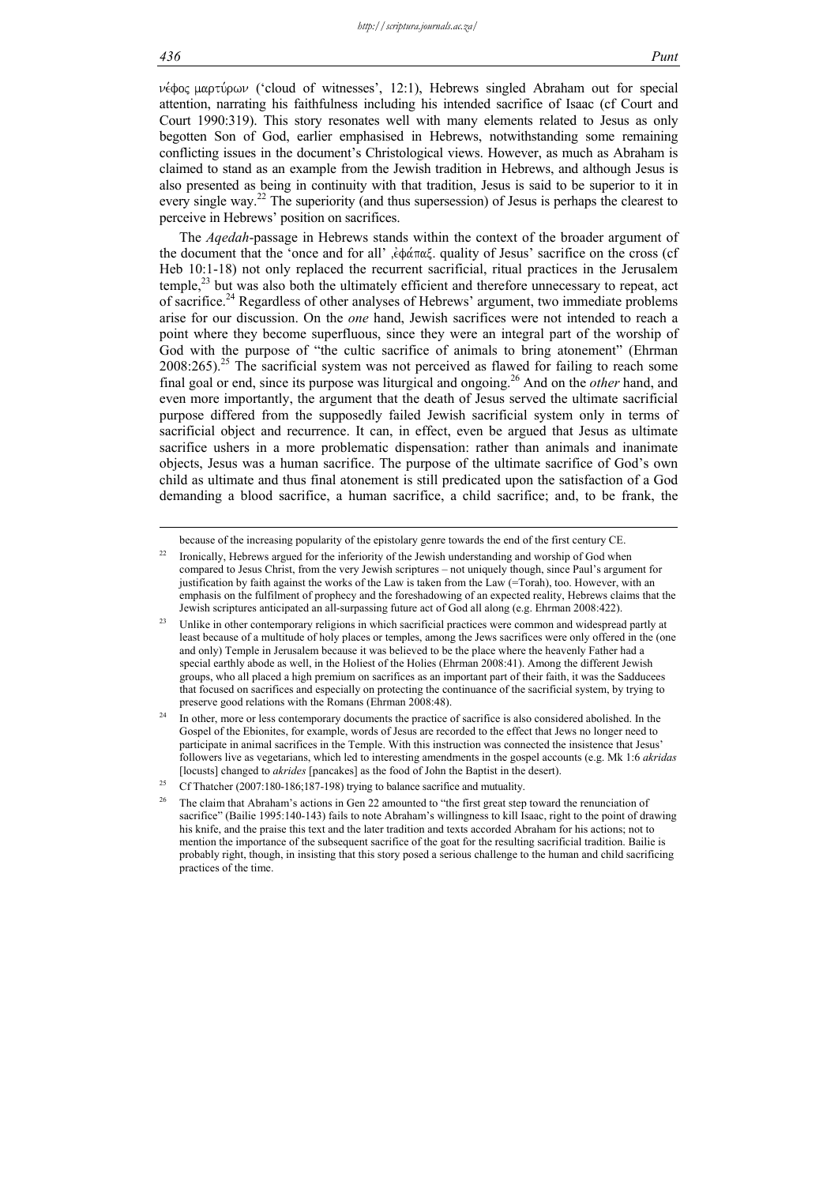νέφος μαρτύρων ('cloud of witnesses', 12:1), Hebrews singled Abraham out for special attention, narrating his faithfulness including his intended sacrifice of Isaac (cf Court and Court 1990:319). This story resonates well with many elements related to Jesus as only begotten Son of God, earlier emphasised in Hebrews, notwithstanding some remaining conflicting issues in the document's Christological views. However, as much as Abraham is claimed to stand as an example from the Jewish tradition in Hebrews, and although Jesus is also presented as being in continuity with that tradition, Jesus is said to be superior to it in every single way.[22] The superiority (and thus supersession) of Jesus is perhaps the clearest to perceive in Hebrews' position on sacrifices.

The *Aqedah*-passage in Hebrews stands within the context of the broader argument of the document that the 'once and for all' ,ἐφάπαξ. quality of Jesus' sacrifice on the cross (cf Heb 10:1-18) not only replaced the recurrent sacrificial, ritual practices in the Jerusalem temple,[23] but was also both the ultimately efficient and therefore unnecessary to repeat, act of sacrifice.[24] Regardless of other analyses of Hebrews' argument, two immediate problems arise for our discussion. On the *one* hand, Jewish sacrifices were not intended to reach a point where they become superfluous, since they were an integral part of the worship of God with the purpose of "the cultic sacrifice of animals to bring atonement" (Ehrman 2008:265).[25] The sacrificial system was not perceived as flawed for failing to reach some final goal or end, since its purpose was liturgical and ongoing.[26] And on the *other* hand, and even more importantly, the argument that the death of Jesus served the ultimate sacrificial purpose differed from the supposedly failed Jewish sacrificial system only in terms of sacrificial object and recurrence. It can, in effect, even be argued that Jesus as ultimate sacrifice ushers in a more problematic dispensation: rather than animals and inanimate objects, Jesus was a human sacrifice. The purpose of the ultimate sacrifice of God's own child as ultimate and thus final atonement is still predicated upon the satisfaction of a God demanding a blood sacrifice, a human sacrifice, a child sacrifice; and, to be frank, the

---

because of the increasing popularity of the epistolary genre towards the end of the first century CE.

[22] Ironically, Hebrews argued for the inferiority of the Jewish understanding and worship of God when compared to Jesus Christ, from the very Jewish scriptures – not uniquely though, since Paul's argument for justification by faith against the works of the Law is taken from the Law (=Torah), too. However, with an emphasis on the fulfilment of prophecy and the foreshadowing of an expected reality, Hebrews claims that the Jewish scriptures anticipated an all-surpassing future act of God all along (e.g. Ehrman 2008:422).

[23] Unlike in other contemporary religions in which sacrificial practices were common and widespread partly at least because of a multitude of holy places or temples, among the Jews sacrifices were only offered in the (one and only) Temple in Jerusalem because it was believed to be the place where the heavenly Father had a special earthly abode as well, in the Holiest of the Holies (Ehrman 2008:41). Among the different Jewish groups, who all placed a high premium on sacrifices as an important part of their faith, it was the Sadducees that focused on sacrifices and especially on protecting the continuance of the sacrificial system, by trying to preserve good relations with the Romans (Ehrman 2008:48).

[24] In other, more or less contemporary documents the practice of sacrifice is also considered abolished. In the Gospel of the Ebionites, for example, words of Jesus are recorded to the effect that Jews no longer need to participate in animal sacrifices in the Temple. With this instruction was connected the insistence that Jesus' followers live as vegetarians, which led to interesting amendments in the gospel accounts (e.g. Mk 1:6 *akridas* [locusts] changed to *akrides* [pancakes] as the food of John the Baptist in the desert).

[25] Cf Thatcher (2007:180-186;187-198) trying to balance sacrifice and mutuality.

[26] The claim that Abraham's actions in Gen 22 amounted to "the first great step toward the renunciation of sacrifice" (Bailie 1995:140-143) fails to note Abraham's willingness to kill Isaac, right to the point of drawing his knife, and the praise this text and the later tradition and texts accorded Abraham for his actions; not to mention the importance of the subsequent sacrifice of the goat for the resulting sacrificial tradition. Bailie is probably right, though, in insisting that this story posed a serious challenge to the human and child sacrificing practices of the time.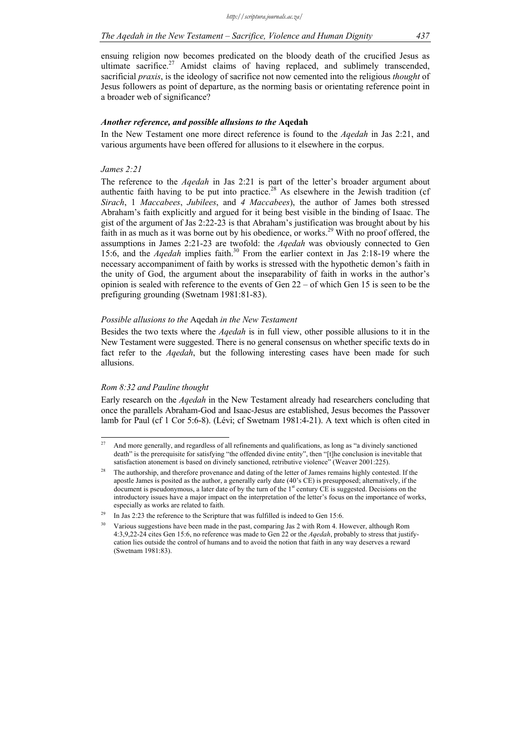ensuing religion now becomes predicated on the bloody death of the crucified Jesus as ultimate sacrifice.[27] Amidst claims of having replaced, and sublimely transcended, sacrificial *praxis*, is the ideology of sacrifice not now cemented into the religious *thought* of Jesus followers as point of departure, as the norming basis or orientating reference point in a broader web of significance?

### *Another reference, and possible allusions to the* Aqedah

In the New Testament one more direct reference is found to the *Aqedah* in Jas 2:21, and various arguments have been offered for allusions to it elsewhere in the corpus.

#### *James 2:21*

The reference to the *Aqedah* in Jas 2:21 is part of the letter's broader argument about authentic faith having to be put into practice.[28] As elsewhere in the Jewish tradition (cf *Sirach*, 1 *Maccabees*, *Jubilees*, and *4 Maccabees*), the author of James both stressed Abraham's faith explicitly and argued for it being best visible in the binding of Isaac. The gist of the argument of Jas 2:22-23 is that Abraham's justification was brought about by his faith in as much as it was borne out by his obedience, or works.[29] With no proof offered, the assumptions in James 2:21-23 are twofold: the *Aqedah* was obviously connected to Gen 15:6, and the *Aqedah* implies faith.[30] From the earlier context in Jas 2:18-19 where the necessary accompaniment of faith by works is stressed with the hypothetic demon's faith in the unity of God, the argument about the inseparability of faith in works in the author's opinion is sealed with reference to the events of Gen 22 – of which Gen 15 is seen to be the prefiguring grounding (Swetnam 1981:81-83).

#### *Possible allusions to the* Aqedah *in the New Testament*

Besides the two texts where the *Aqedah* is in full view, other possible allusions to it in the New Testament were suggested. There is no general consensus on whether specific texts do in fact refer to the *Aqedah*, but the following interesting cases have been made for such allusions.

#### *Rom 8:32 and Pauline thought*

Early research on the *Aqedah* in the New Testament already had researchers concluding that once the parallels Abraham-God and Isaac-Jesus are established, Jesus becomes the Passover lamb for Paul (cf 1 Cor 5:6-8). (Lévi; cf Swetnam 1981:4-21). A text which is often cited in

---

[27] And more generally, and regardless of all refinements and qualifications, as long as "a divinely sanctioned death" is the prerequisite for satisfying "the offended divine entity", then "[t]he conclusion is inevitable that satisfaction atonement is based on divinely sanctioned, retributive violence" (Weaver 2001:225).

[28] The authorship, and therefore provenance and dating of the letter of James remains highly contested. If the apostle James is posited as the author, a generally early date (40's CE) is presupposed; alternatively, if the document is pseudonymous, a later date of by the turn of the 1st century CE is suggested. Decisions on the introductory issues have a major impact on the interpretation of the letter's focus on the importance of works, especially as works are related to faith.

[29] In Jas 2:23 the reference to the Scripture that was fulfilled is indeed to Gen 15:6.

[30] Various suggestions have been made in the past, comparing Jas 2 with Rom 4. However, although Rom 4:3,9,22-24 cites Gen 15:6, no reference was made to Gen 22 or the *Aqedah*, probably to stress that justify-cation lies outside the control of humans and to avoid the notion that faith in any way deserves a reward (Swetnam 1981:83).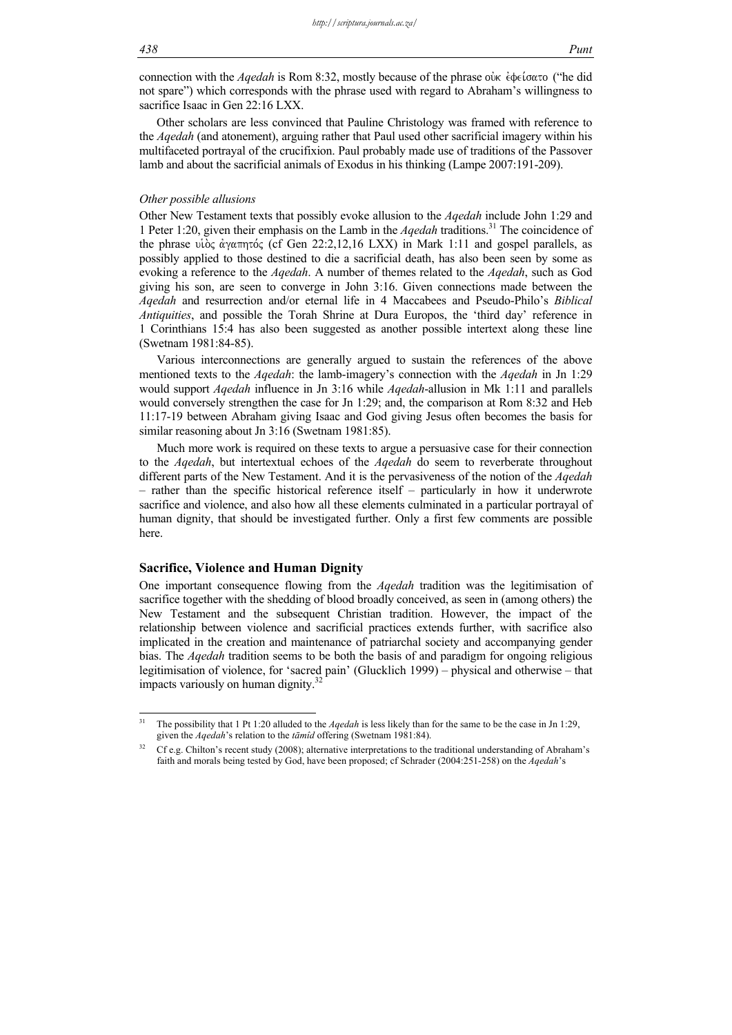connection with the *Aqedah* is Rom 8:32, mostly because of the phrase οὐκ ἐφείσατο ("he did not spare") which corresponds with the phrase used with regard to Abraham's willingness to sacrifice Isaac in Gen 22:16 LXX.

Other scholars are less convinced that Pauline Christology was framed with reference to the *Aqedah* (and atonement), arguing rather that Paul used other sacrificial imagery within his multifaceted portrayal of the crucifixion. Paul probably made use of traditions of the Passover lamb and about the sacrificial animals of Exodus in his thinking (Lampe 2007:191-209).

*Other possible allusions*

Other New Testament texts that possibly evoke allusion to the *Aqedah* include John 1:29 and 1 Peter 1:20, given their emphasis on the Lamb in the *Aqedah* traditions.[31] The coincidence of the phrase υἱὸς ἀγαπητός (cf Gen 22:2,12,16 LXX) in Mark 1:11 and gospel parallels, as possibly applied to those destined to die a sacrificial death, has also been seen by some as evoking a reference to the *Aqedah*. A number of themes related to the *Aqedah*, such as God giving his son, are seen to converge in John 3:16. Given connections made between the *Aqedah* and resurrection and/or eternal life in 4 Maccabees and Pseudo-Philo's *Biblical Antiquities*, and possible the Torah Shrine at Dura Europos, the 'third day' reference in 1 Corinthians 15:4 has also been suggested as another possible intertext along these line (Swetnam 1981:84-85).

Various interconnections are generally argued to sustain the references of the above mentioned texts to the *Aqedah*: the lamb-imagery's connection with the *Aqedah* in Jn 1:29 would support *Aqedah* influence in Jn 3:16 while *Aqedah*-allusion in Mk 1:11 and parallels would conversely strengthen the case for Jn 1:29; and, the comparison at Rom 8:32 and Heb 11:17-19 between Abraham giving Isaac and God giving Jesus often becomes the basis for similar reasoning about Jn 3:16 (Swetnam 1981:85).

Much more work is required on these texts to argue a persuasive case for their connection to the *Aqedah*, but intertextual echoes of the *Aqedah* do seem to reverberate throughout different parts of the New Testament. And it is the pervasiveness of the notion of the *Aqedah* – rather than the specific historical reference itself – particularly in how it underwrote sacrifice and violence, and also how all these elements culminated in a particular portrayal of human dignity, that should be investigated further. Only a first few comments are possible here.

## Sacrifice, Violence and Human Dignity

One important consequence flowing from the *Aqedah* tradition was the legitimisation of sacrifice together with the shedding of blood broadly conceived, as seen in (among others) the New Testament and the subsequent Christian tradition. However, the impact of the relationship between violence and sacrificial practices extends further, with sacrifice also implicated in the creation and maintenance of patriarchal society and accompanying gender bias. The *Aqedah* tradition seems to be both the basis of and paradigm for ongoing religious legitimisation of violence, for 'sacred pain' (Glucklich 1999) – physical and otherwise – that impacts variously on human dignity.[32]

---

[31] The possibility that 1 Pt 1:20 alluded to the *Aqedah* is less likely than for the same to be the case in Jn 1:29, given the *Aqedah*'s relation to the *tāmîd* offering (Swetnam 1981:84).

[32] Cf e.g. Chilton's recent study (2008); alternative interpretations to the traditional understanding of Abraham's faith and morals being tested by God, have been proposed; cf Schrader (2004:251-258) on the *Aqedah*'s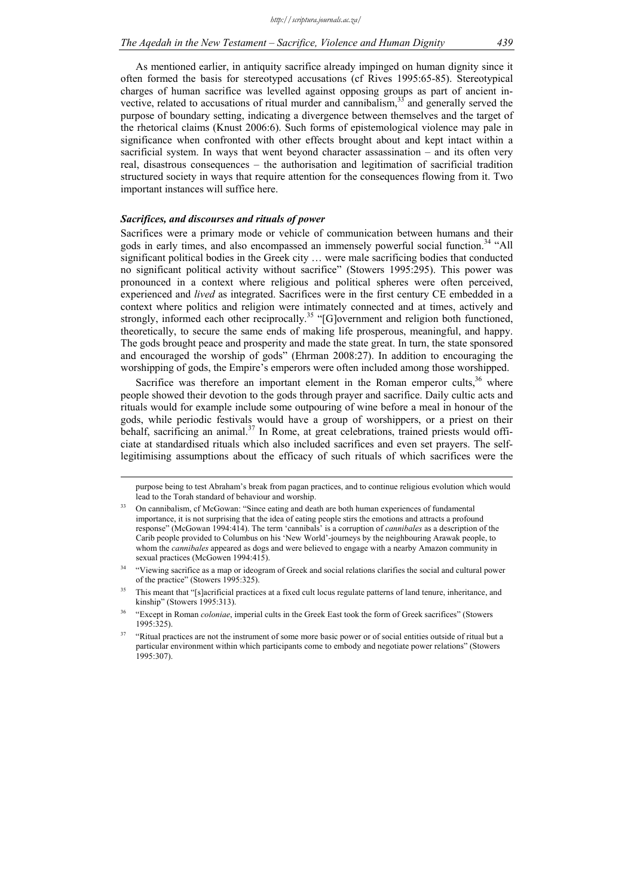As mentioned earlier, in antiquity sacrifice already impinged on human dignity since it often formed the basis for stereotyped accusations (cf Rives 1995:65-85). Stereotypical charges of human sacrifice was levelled against opposing groups as part of ancient invective, related to accusations of ritual murder and cannibalism,[33] and generally served the purpose of boundary setting, indicating a divergence between themselves and the target of the rhetorical claims (Knust 2006:6). Such forms of epistemological violence may pale in significance when confronted with other effects brought about and kept intact within a sacrificial system. In ways that went beyond character assassination – and its often very real, disastrous consequences – the authorisation and legitimation of sacrificial tradition structured society in ways that require attention for the consequences flowing from it. Two important instances will suffice here.

### *Sacrifices, and discourses and rituals of power*

Sacrifices were a primary mode or vehicle of communication between humans and their gods in early times, and also encompassed an immensely powerful social function.[34] "All significant political bodies in the Greek city … were male sacrificing bodies that conducted no significant political activity without sacrifice" (Stowers 1995:295). This power was pronounced in a context where religious and political spheres were often perceived, experienced and *lived* as integrated. Sacrifices were in the first century CE embedded in a context where politics and religion were intimately connected and at times, actively and strongly, informed each other reciprocally.[35] "[G]overnment and religion both functioned, theoretically, to secure the same ends of making life prosperous, meaningful, and happy. The gods brought peace and prosperity and made the state great. In turn, the state sponsored and encouraged the worship of gods" (Ehrman 2008:27). In addition to encouraging the worshipping of gods, the Empire's emperors were often included among those worshipped.

Sacrifice was therefore an important element in the Roman emperor cults,[36] where people showed their devotion to the gods through prayer and sacrifice. Daily cultic acts and rituals would for example include some outpouring of wine before a meal in honour of the gods, while periodic festivals would have a group of worshippers, or a priest on their behalf, sacrificing an animal.[37] In Rome, at great celebrations, trained priests would officiate at standardised rituals which also included sacrifices and even set prayers. The self-legitimising assumptions about the efficacy of such rituals of which sacrifices were the

---

purpose being to test Abraham's break from pagan practices, and to continue religious evolution which would lead to the Torah standard of behaviour and worship.

[33] On cannibalism, cf McGowan: "Since eating and death are both human experiences of fundamental importance, it is not surprising that the idea of eating people stirs the emotions and attracts a profound response" (McGowan 1994:414). The term 'cannibals' is a corruption of *cannibales* as a description of the Carib people provided to Columbus on his 'New World'-journeys by the neighbouring Arawak people, to whom the *cannibales* appeared as dogs and were believed to engage with a nearby Amazon community in sexual practices (McGowen 1994:415).

[34] "Viewing sacrifice as a map or ideogram of Greek and social relations clarifies the social and cultural power of the practice" (Stowers 1995:325).

[35] This meant that "[s]acrificial practices at a fixed cult locus regulate patterns of land tenure, inheritance, and kinship" (Stowers 1995:313).

[36] "Except in Roman *coloniae*, imperial cults in the Greek East took the form of Greek sacrifices" (Stowers 1995:325).

[37] "Ritual practices are not the instrument of some more basic power or of social entities outside of ritual but a particular environment within which participants come to embody and negotiate power relations" (Stowers 1995:307).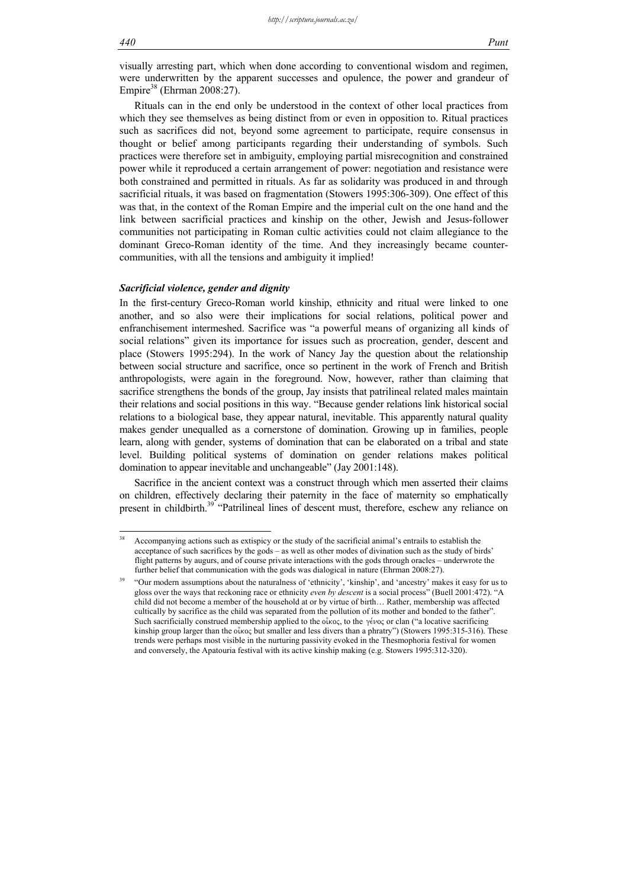visually arresting part, which when done according to conventional wisdom and regimen, were underwritten by the apparent successes and opulence, the power and grandeur of Empire[38] (Ehrman 2008:27).

Rituals can in the end only be understood in the context of other local practices from which they see themselves as being distinct from or even in opposition to. Ritual practices such as sacrifices did not, beyond some agreement to participate, require consensus in thought or belief among participants regarding their understanding of symbols. Such practices were therefore set in ambiguity, employing partial misrecognition and constrained power while it reproduced a certain arrangement of power: negotiation and resistance were both constrained and permitted in rituals. As far as solidarity was produced in and through sacrificial rituals, it was based on fragmentation (Stowers 1995:306-309). One effect of this was that, in the context of the Roman Empire and the imperial cult on the one hand and the link between sacrificial practices and kinship on the other, Jewish and Jesus-follower communities not participating in Roman cultic activities could not claim allegiance to the dominant Greco-Roman identity of the time. And they increasingly became counter-communities, with all the tensions and ambiguity it implied!

### *Sacrificial violence, gender and dignity*

In the first-century Greco-Roman world kinship, ethnicity and ritual were linked to one another, and so also were their implications for social relations, political power and enfranchisement intermeshed. Sacrifice was "a powerful means of organizing all kinds of social relations" given its importance for issues such as procreation, gender, descent and place (Stowers 1995:294). In the work of Nancy Jay the question about the relationship between social structure and sacrifice, once so pertinent in the work of French and British anthropologists, were again in the foreground. Now, however, rather than claiming that sacrifice strengthens the bonds of the group, Jay insists that patrilineal related males maintain their relations and social positions in this way. "Because gender relations link historical social relations to a biological base, they appear natural, inevitable. This apparently natural quality makes gender unequalled as a cornerstone of domination. Growing up in families, people learn, along with gender, systems of domination that can be elaborated on a tribal and state level. Building political systems of domination on gender relations makes political domination to appear inevitable and unchangeable" (Jay 2001:148).

Sacrifice in the ancient context was a construct through which men asserted their claims on children, effectively declaring their paternity in the face of maternity so emphatically present in childbirth.[39] "Patrilineal lines of descent must, therefore, eschew any reliance on

---

[38] Accompanying actions such as extispicy or the study of the sacrificial animal's entrails to establish the acceptance of such sacrifices by the gods – as well as other modes of divination such as the study of birds' flight patterns by augurs, and of course private interactions with the gods through oracles – underwrote the further belief that communication with the gods was dialogical in nature (Ehrman 2008:27).

[39] "Our modern assumptions about the naturalness of 'ethnicity', 'kinship', and 'ancestry' makes it easy for us to gloss over the ways that reckoning race or ethnicity *even by descent* is a social process" (Buell 2001:472). "A child did not become a member of the household at or by virtue of birth… Rather, membership was affected cultically by sacrifice as the child was separated from the pollution of its mother and bonded to the father". Such sacrificially construed membership applied to the οἶκος, to the γένος or clan ("a locative sacrificing kinship group larger than the οἶκος but smaller and less divers than a phratry") (Stowers 1995:315-316). These trends were perhaps most visible in the nurturing passivity evoked in the Thesmophoria festival for women and conversely, the Apatouria festival with its active kinship making (e.g. Stowers 1995:312-320).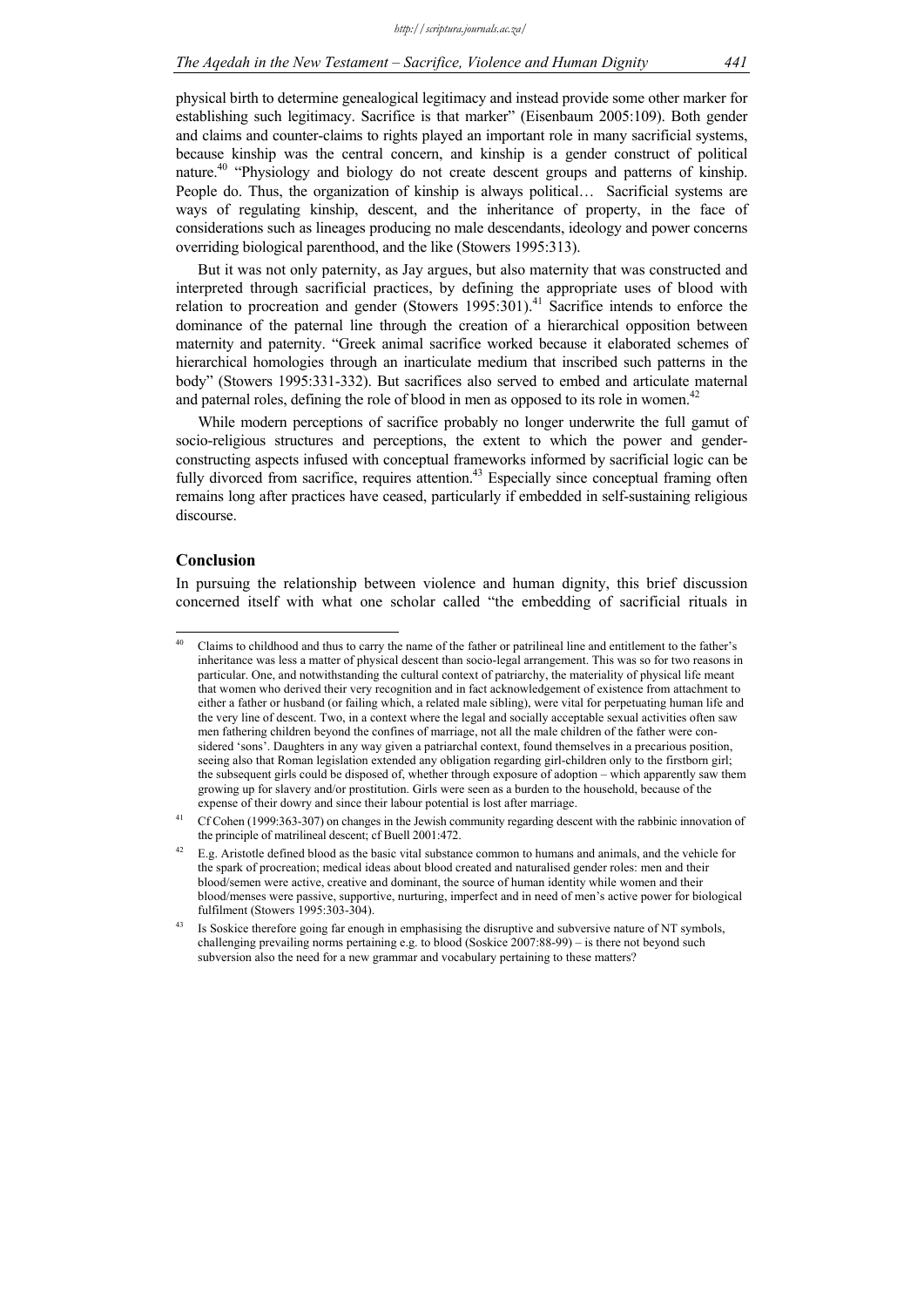physical birth to determine genealogical legitimacy and instead provide some other marker for establishing such legitimacy. Sacrifice is that marker" (Eisenbaum 2005:109). Both gender and claims and counter-claims to rights played an important role in many sacrificial systems, because kinship was the central concern, and kinship is a gender construct of political nature.[40] "Physiology and biology do not create descent groups and patterns of kinship. People do. Thus, the organization of kinship is always political… Sacrificial systems are ways of regulating kinship, descent, and the inheritance of property, in the face of considerations such as lineages producing no male descendants, ideology and power concerns overriding biological parenthood, and the like (Stowers 1995:313).

But it was not only paternity, as Jay argues, but also maternity that was constructed and interpreted through sacrificial practices, by defining the appropriate uses of blood with relation to procreation and gender (Stowers 1995:301).[41] Sacrifice intends to enforce the dominance of the paternal line through the creation of a hierarchical opposition between maternity and paternity. "Greek animal sacrifice worked because it elaborated schemes of hierarchical homologies through an inarticulate medium that inscribed such patterns in the body" (Stowers 1995:331-332). But sacrifices also served to embed and articulate maternal and paternal roles, defining the role of blood in men as opposed to its role in women.[42]

While modern perceptions of sacrifice probably no longer underwrite the full gamut of socio-religious structures and perceptions, the extent to which the power and gender-constructing aspects infused with conceptual frameworks informed by sacrificial logic can be fully divorced from sacrifice, requires attention.[43] Especially since conceptual framing often remains long after practices have ceased, particularly if embedded in self-sustaining religious discourse.

## Conclusion

In pursuing the relationship between violence and human dignity, this brief discussion concerned itself with what one scholar called "the embedding of sacrificial rituals in

---

[40] Claims to childhood and thus to carry the name of the father or patrilineal line and entitlement to the father's inheritance was less a matter of physical descent than socio-legal arrangement. This was so for two reasons in particular. One, and notwithstanding the cultural context of patriarchy, the materiality of physical life meant that women who derived their very recognition and in fact acknowledgement of existence from attachment to either a father or husband (or failing which, a related male sibling), were vital for perpetuating human life and the very line of descent. Two, in a context where the legal and socially acceptable sexual activities often saw men fathering children beyond the confines of marriage, not all the male children of the father were considered 'sons'. Daughters in any way given a patriarchal context, found themselves in a precarious position, seeing also that Roman legislation extended any obligation regarding girl-children only to the firstborn girl; the subsequent girls could be disposed of, whether through exposure of adoption – which apparently saw them growing up for slavery and/or prostitution. Girls were seen as a burden to the household, because of the expense of their dowry and since their labour potential is lost after marriage.

[41] Cf Cohen (1999:363-307) on changes in the Jewish community regarding descent with the rabbinic innovation of the principle of matrilineal descent; cf Buell 2001:472.

[42] E.g. Aristotle defined blood as the basic vital substance common to humans and animals, and the vehicle for the spark of procreation; medical ideas about blood created and naturalised gender roles: men and their blood/semen were active, creative and dominant, the source of human identity while women and their blood/menses were passive, supportive, nurturing, imperfect and in need of men's active power for biological fulfilment (Stowers 1995:303-304).

[43] Is Soskice therefore going far enough in emphasising the disruptive and subversive nature of NT symbols, challenging prevailing norms pertaining e.g. to blood (Soskice 2007:88-99) – is there not beyond such subversion also the need for a new grammar and vocabulary pertaining to these matters?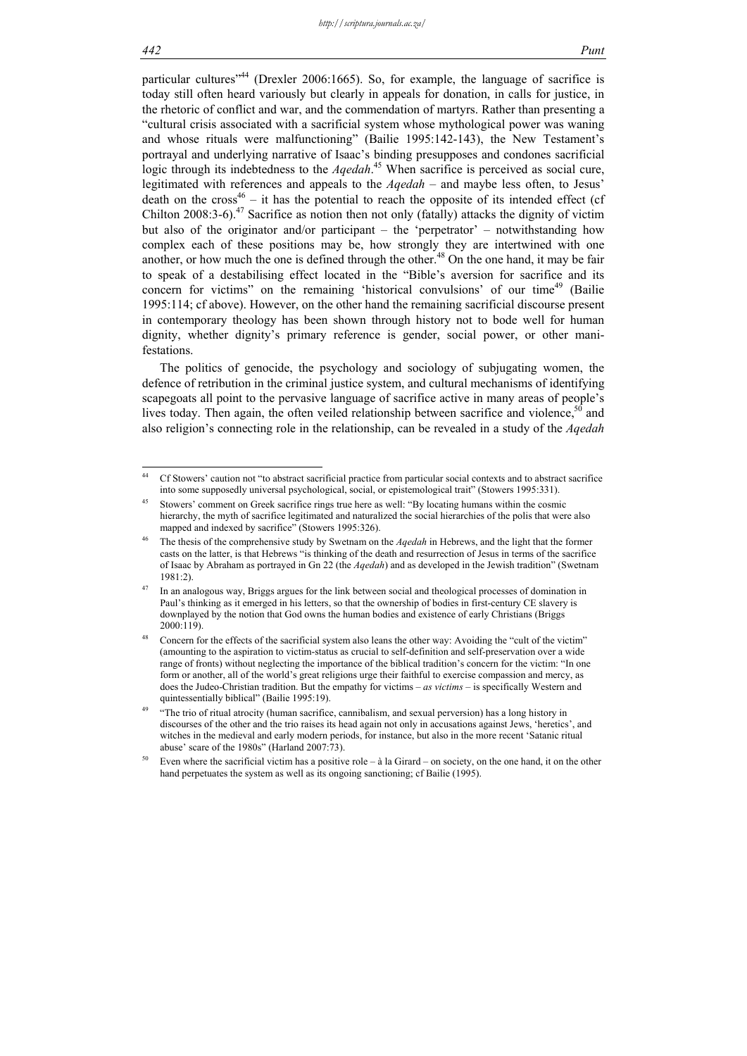particular cultures"[44] (Drexler 2006:1665). So, for example, the language of sacrifice is today still often heard variously but clearly in appeals for donation, in calls for justice, in the rhetoric of conflict and war, and the commendation of martyrs. Rather than presenting a "cultural crisis associated with a sacrificial system whose mythological power was waning and whose rituals were malfunctioning" (Bailie 1995:142-143), the New Testament's portrayal and underlying narrative of Isaac's binding presupposes and condones sacrificial logic through its indebtedness to the *Aqedah*.[45] When sacrifice is perceived as social cure, legitimated with references and appeals to the *Aqedah* – and maybe less often, to Jesus' death on the cross[46] – it has the potential to reach the opposite of its intended effect (cf Chilton 2008:3-6).[47] Sacrifice as notion then not only (fatally) attacks the dignity of victim but also of the originator and/or participant – the 'perpetrator' – notwithstanding how complex each of these positions may be, how strongly they are intertwined with one another, or how much the one is defined through the other.[48] On the one hand, it may be fair to speak of a destabilising effect located in the "Bible's aversion for sacrifice and its concern for victims" on the remaining 'historical convulsions' of our time[49] (Bailie 1995:114; cf above). However, on the other hand the remaining sacrificial discourse present in contemporary theology has been shown through history not to bode well for human dignity, whether dignity's primary reference is gender, social power, or other manifestations.

The politics of genocide, the psychology and sociology of subjugating women, the defence of retribution in the criminal justice system, and cultural mechanisms of identifying scapegoats all point to the pervasive language of sacrifice active in many areas of people's lives today. Then again, the often veiled relationship between sacrifice and violence,[50] and also religion's connecting role in the relationship, can be revealed in a study of the *Aqedah*

---

[44] Cf Stowers' caution not "to abstract sacrificial practice from particular social contexts and to abstract sacrifice into some supposedly universal psychological, social, or epistemological trait" (Stowers 1995:331).

[45] Stowers' comment on Greek sacrifice rings true here as well: "By locating humans within the cosmic hierarchy, the myth of sacrifice legitimated and naturalized the social hierarchies of the polis that were also mapped and indexed by sacrifice" (Stowers 1995:326).

[46] The thesis of the comprehensive study by Swetnam on the *Aqedah* in Hebrews, and the light that the former casts on the latter, is that Hebrews "is thinking of the death and resurrection of Jesus in terms of the sacrifice of Isaac by Abraham as portrayed in Gn 22 (the *Aqedah*) and as developed in the Jewish tradition" (Swetnam 1981:2).

[47] In an analogous way, Briggs argues for the link between social and theological processes of domination in Paul's thinking as it emerged in his letters, so that the ownership of bodies in first-century CE slavery is downplayed by the notion that God owns the human bodies and existence of early Christians (Briggs 2000:119).

[48] Concern for the effects of the sacrificial system also leans the other way: Avoiding the "cult of the victim" (amounting to the aspiration to victim-status as crucial to self-definition and self-preservation over a wide range of fronts) without neglecting the importance of the biblical tradition's concern for the victim: "In one form or another, all of the world's great religions urge their faithful to exercise compassion and mercy, as does the Judeo-Christian tradition. But the empathy for victims – *as victims* – is specifically Western and quintessentially biblical" (Bailie 1995:19).

[49] "The trio of ritual atrocity (human sacrifice, cannibalism, and sexual perversion) has a long history in discourses of the other and the trio raises its head again not only in accusations against Jews, 'heretics', and witches in the medieval and early modern periods, for instance, but also in the more recent 'Satanic ritual abuse' scare of the 1980s" (Harland 2007:73).

[50] Even where the sacrificial victim has a positive role – à la Girard – on society, on the one hand, it on the other hand perpetuates the system as well as its ongoing sanctioning; cf Bailie (1995).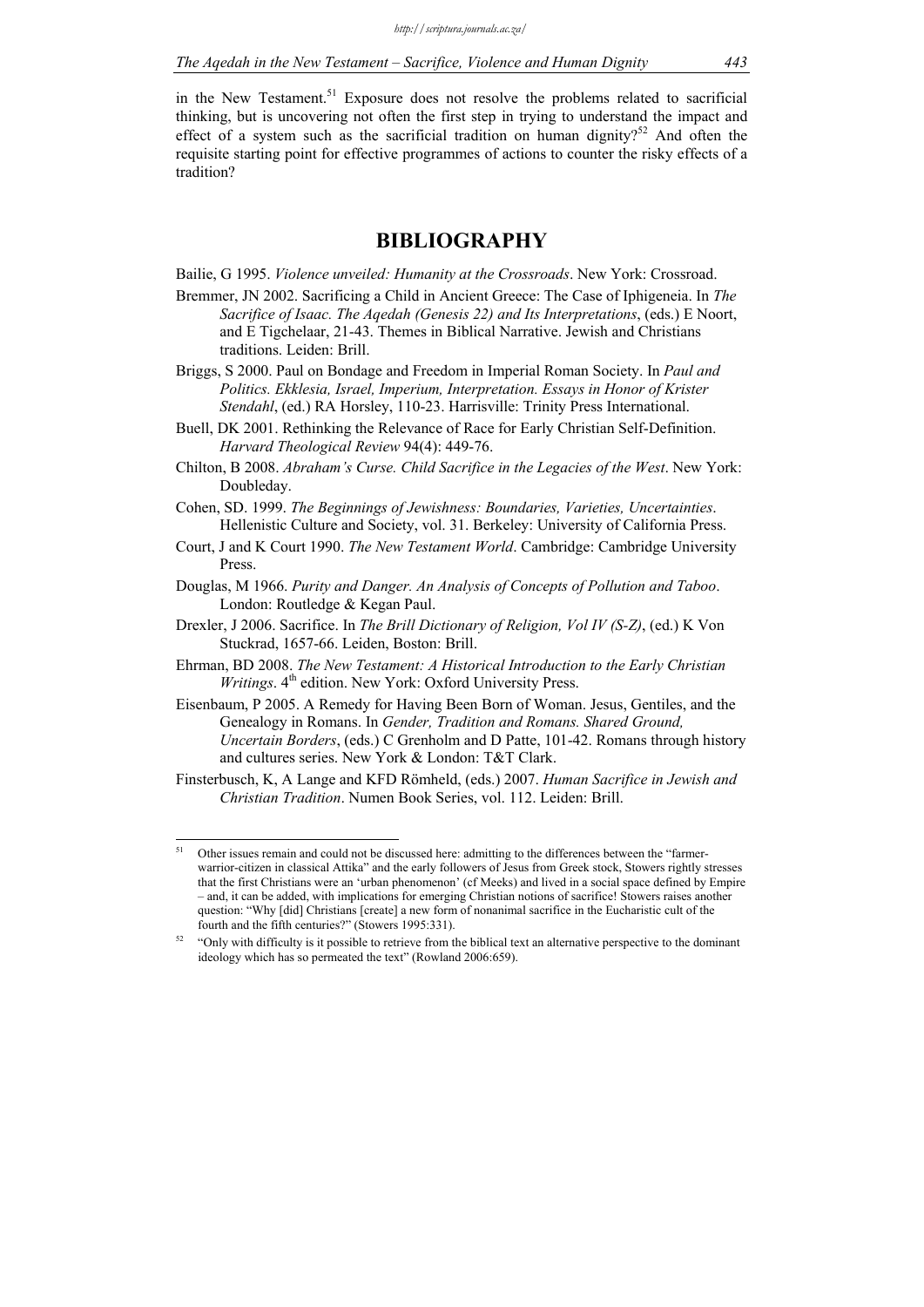in the New Testament.[51] Exposure does not resolve the problems related to sacrificial thinking, but is uncovering not often the first step in trying to understand the impact and effect of a system such as the sacrificial tradition on human dignity?[52] And often the requisite starting point for effective programmes of actions to counter the risky effects of a tradition?

## BIBLIOGRAPHY

Bailie, G 1995. *Violence unveiled: Humanity at the Crossroads*. New York: Crossroad.

Bremmer, JN 2002. Sacrificing a Child in Ancient Greece: The Case of Iphigeneia. In *The Sacrifice of Isaac. The Aqedah (Genesis 22) and Its Interpretations*, (eds.) E Noort, and E Tigchelaar, 21-43. Themes in Biblical Narrative. Jewish and Christians traditions. Leiden: Brill.

Briggs, S 2000. Paul on Bondage and Freedom in Imperial Roman Society. In *Paul and Politics. Ekklesia, Israel, Imperium, Interpretation. Essays in Honor of Krister Stendahl*, (ed.) RA Horsley, 110-23. Harrisville: Trinity Press International.

Buell, DK 2001. Rethinking the Relevance of Race for Early Christian Self-Definition. *Harvard Theological Review* 94(4): 449-76.

Chilton, B 2008. *Abraham's Curse. Child Sacrifice in the Legacies of the West*. New York: Doubleday.

Cohen, SD. 1999. *The Beginnings of Jewishness: Boundaries, Varieties, Uncertainties*. Hellenistic Culture and Society, vol. 31. Berkeley: University of California Press.

Court, J and K Court 1990. *The New Testament World*. Cambridge: Cambridge University Press.

Douglas, M 1966. *Purity and Danger. An Analysis of Concepts of Pollution and Taboo*. London: Routledge & Kegan Paul.

Drexler, J 2006. Sacrifice. In *The Brill Dictionary of Religion, Vol IV (S-Z)*, (ed.) K Von Stuckrad, 1657-66. Leiden, Boston: Brill.

Ehrman, BD 2008. *The New Testament: A Historical Introduction to the Early Christian Writings*. 4th edition. New York: Oxford University Press.

Eisenbaum, P 2005. A Remedy for Having Been Born of Woman. Jesus, Gentiles, and the Genealogy in Romans. In *Gender, Tradition and Romans. Shared Ground, Uncertain Borders*, (eds.) C Grenholm and D Patte, 101-42. Romans through history and cultures series. New York & London: T&T Clark.

Finsterbusch, K, A Lange and KFD Römheld, (eds.) 2007. *Human Sacrifice in Jewish and Christian Tradition*. Numen Book Series, vol. 112. Leiden: Brill.

---

[51] Other issues remain and could not be discussed here: admitting to the differences between the "farmer-warrior-citizen in classical Attika" and the early followers of Jesus from Greek stock, Stowers rightly stresses that the first Christians were an 'urban phenomenon' (cf Meeks) and lived in a social space defined by Empire – and, it can be added, with implications for emerging Christian notions of sacrifice! Stowers raises another question: "Why [did] Christians [create] a new form of nonanimal sacrifice in the Eucharistic cult of the fourth and the fifth centuries?" (Stowers 1995:331).

[52] "Only with difficulty is it possible to retrieve from the biblical text an alternative perspective to the dominant ideology which has so permeated the text" (Rowland 2006:659).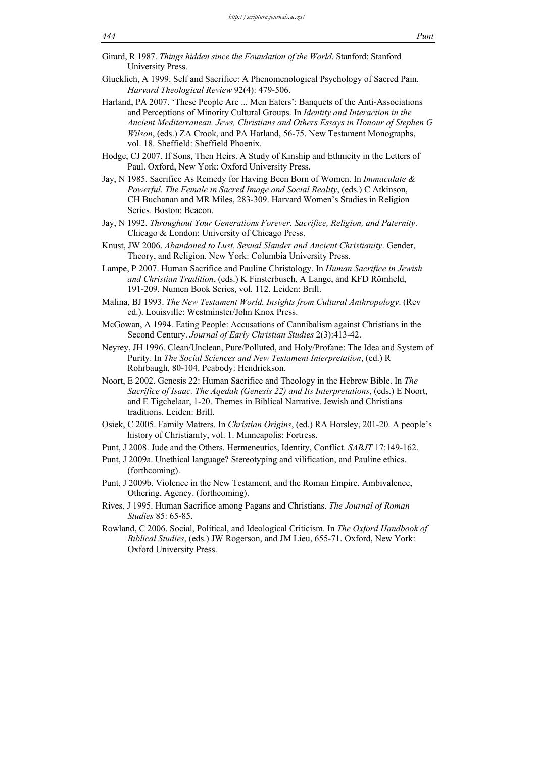Girard, R 1987. *Things hidden since the Foundation of the World*. Stanford: Stanford University Press.

Glucklich, A 1999. Self and Sacrifice: A Phenomenological Psychology of Sacred Pain. *Harvard Theological Review* 92(4): 479-506.

Harland, PA 2007. 'These People Are ... Men Eaters': Banquets of the Anti-Associations and Perceptions of Minority Cultural Groups. In *Identity and Interaction in the Ancient Mediterranean. Jews, Christians and Others Essays in Honour of Stephen G Wilson*, (eds.) ZA Crook, and PA Harland, 56-75. New Testament Monographs, vol. 18. Sheffield: Sheffield Phoenix.

Hodge, CJ 2007. If Sons, Then Heirs. A Study of Kinship and Ethnicity in the Letters of Paul. Oxford, New York: Oxford University Press.

Jay, N 1985. Sacrifice As Remedy for Having Been Born of Women. In *Immaculate & Powerful. The Female in Sacred Image and Social Reality*, (eds.) C Atkinson, CH Buchanan and MR Miles, 283-309. Harvard Women's Studies in Religion Series. Boston: Beacon.

Jay, N 1992. *Throughout Your Generations Forever. Sacrifice, Religion, and Paternity*. Chicago & London: University of Chicago Press.

Knust, JW 2006. *Abandoned to Lust. Sexual Slander and Ancient Christianity*. Gender, Theory, and Religion. New York: Columbia University Press.

Lampe, P 2007. Human Sacrifice and Pauline Christology. In *Human Sacrifice in Jewish and Christian Tradition*, (eds.) K Finsterbusch, A Lange, and KFD Römheld, 191-209. Numen Book Series, vol. 112. Leiden: Brill.

Malina, BJ 1993. *The New Testament World. Insights from Cultural Anthropology*. (Rev ed.). Louisville: Westminster/John Knox Press.

McGowan, A 1994. Eating People: Accusations of Cannibalism against Christians in the Second Century. *Journal of Early Christian Studies* 2(3):413-42.

Neyrey, JH 1996. Clean/Unclean, Pure/Polluted, and Holy/Profane: The Idea and System of Purity. In *The Social Sciences and New Testament Interpretation*, (ed.) R Rohrbaugh, 80-104. Peabody: Hendrickson.

Noort, E 2002. Genesis 22: Human Sacrifice and Theology in the Hebrew Bible. In *The Sacrifice of Isaac. The Aqedah (Genesis 22) and Its Interpretations*, (eds.) E Noort, and E Tigchelaar, 1-20. Themes in Biblical Narrative. Jewish and Christians traditions. Leiden: Brill.

Osiek, C 2005. Family Matters. In *Christian Origins*, (ed.) RA Horsley, 201-20. A people's history of Christianity, vol. 1. Minneapolis: Fortress.

Punt, J 2008. Jude and the Others. Hermeneutics, Identity, Conflict. *SABJT* 17:149-162.

Punt, J 2009a. Unethical language? Stereotyping and vilification, and Pauline ethics. (forthcoming).

Punt, J 2009b. Violence in the New Testament, and the Roman Empire. Ambivalence, Othering, Agency. (forthcoming).

Rives, J 1995. Human Sacrifice among Pagans and Christians. *The Journal of Roman Studies* 85: 65-85.

Rowland, C 2006. Social, Political, and Ideological Criticism. In *The Oxford Handbook of Biblical Studies*, (eds.) JW Rogerson, and JM Lieu, 655-71. Oxford, New York: Oxford University Press.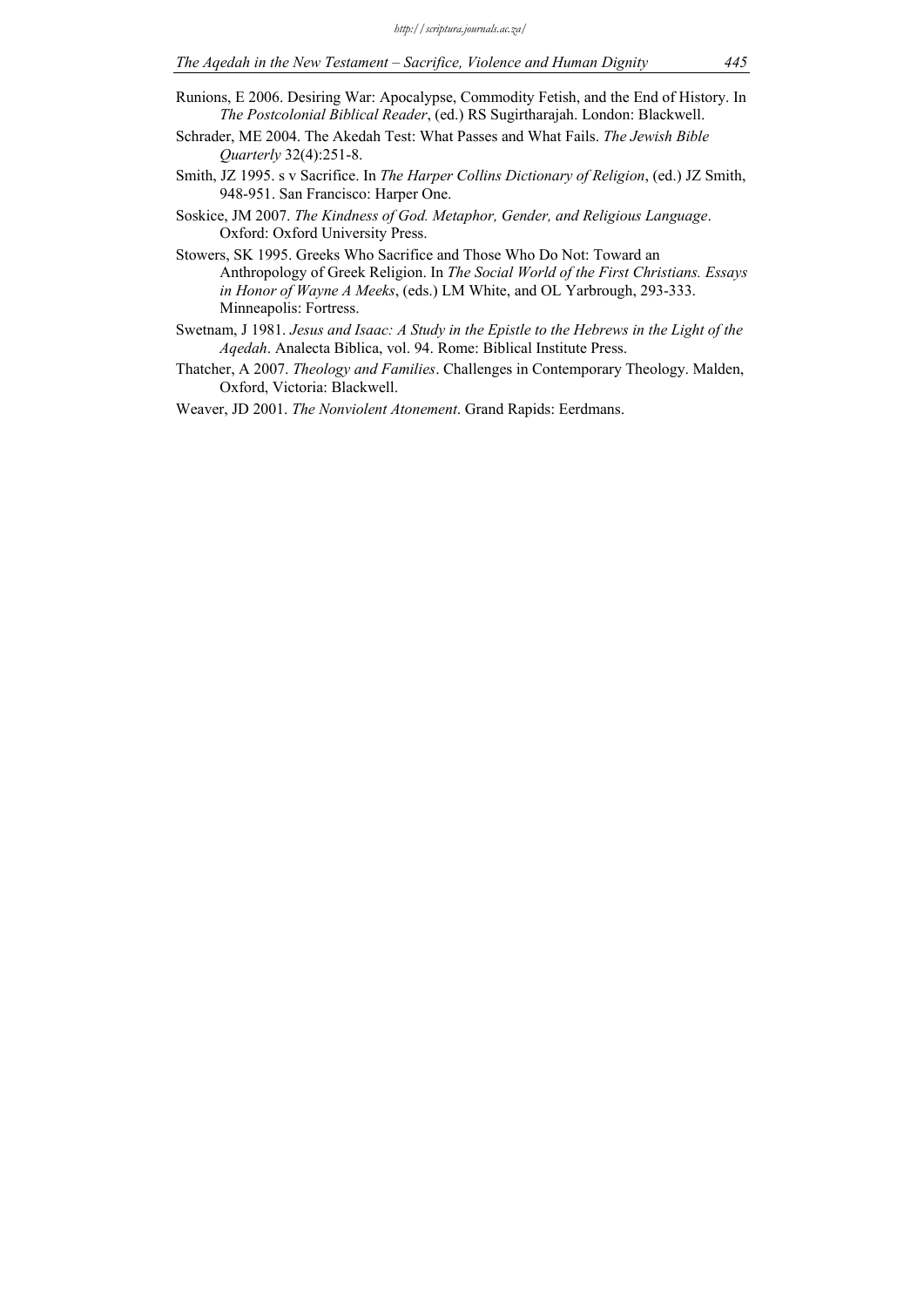Runions, E 2006. Desiring War: Apocalypse, Commodity Fetish, and the End of History. In *The Postcolonial Biblical Reader*, (ed.) RS Sugirtharajah. London: Blackwell.

Schrader, ME 2004. The Akedah Test: What Passes and What Fails. *The Jewish Bible Quarterly* 32(4):251-8.

Smith, JZ 1995. s v Sacrifice. In *The Harper Collins Dictionary of Religion*, (ed.) JZ Smith, 948-951. San Francisco: Harper One.

Soskice, JM 2007. *The Kindness of God. Metaphor, Gender, and Religious Language*. Oxford: Oxford University Press.

Stowers, SK 1995. Greeks Who Sacrifice and Those Who Do Not: Toward an Anthropology of Greek Religion. In *The Social World of the First Christians. Essays in Honor of Wayne A Meeks*, (eds.) LM White, and OL Yarbrough, 293-333. Minneapolis: Fortress.

Swetnam, J 1981. *Jesus and Isaac: A Study in the Epistle to the Hebrews in the Light of the Aqedah*. Analecta Biblica, vol. 94. Rome: Biblical Institute Press.

Thatcher, A 2007. *Theology and Families*. Challenges in Contemporary Theology. Malden, Oxford, Victoria: Blackwell.

Weaver, JD 2001. *The Nonviolent Atonement*. Grand Rapids: Eerdmans.